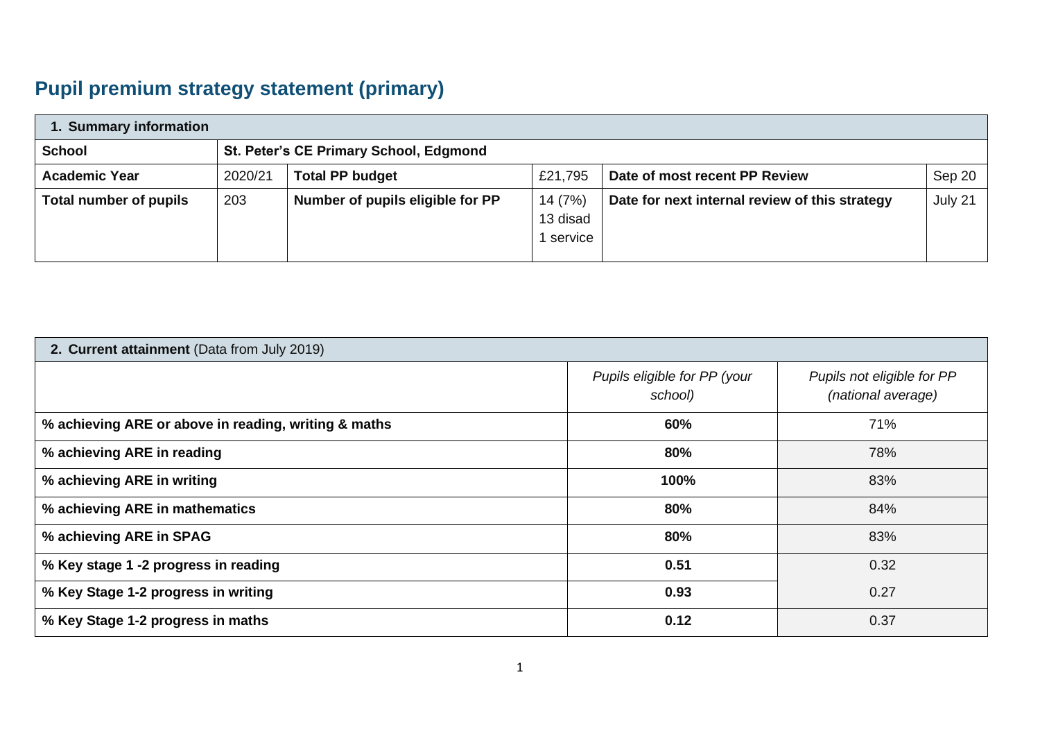# Pupil premium strategy statement (primary)

| **1. Summary information** | | | | | |
|---|---|---|---|---|---|
| **School** | **St. Peter's CE Primary School, Edgmond** | | | | |
| **Academic Year** | 2020/21 | **Total PP budget** | £21,795 | **Date of most recent PP Review** | Sep 20 |
| **Total number of pupils** | 203 | **Number of pupils eligible for PP** | 14 (7%)<br>13 disad<br>1 service | **Date for next internal review of this strategy** | July 21 |

| **2. Current attainment** (Data from July 2019) | | |
|---|---|---|
| | *Pupils eligible for PP (your school)* | *Pupils not eligible for PP (national average)* |
| **% achieving ARE or above in reading, writing & maths** | **60%** | 71% |
| **% achieving ARE in reading** | **80%** | 78% |
| **% achieving ARE in writing** | **100%** | 83% |
| **% achieving ARE in mathematics** | **80%** | 84% |
| **% achieving ARE in SPAG** | **80%** | 83% |
| **% Key stage 1 -2 progress in reading** | **0.51** | 0.32 |
| **% Key Stage 1-2 progress in writing** | **0.93** | 0.27 |
| **% Key Stage 1-2 progress in maths** | **0.12** | 0.37 |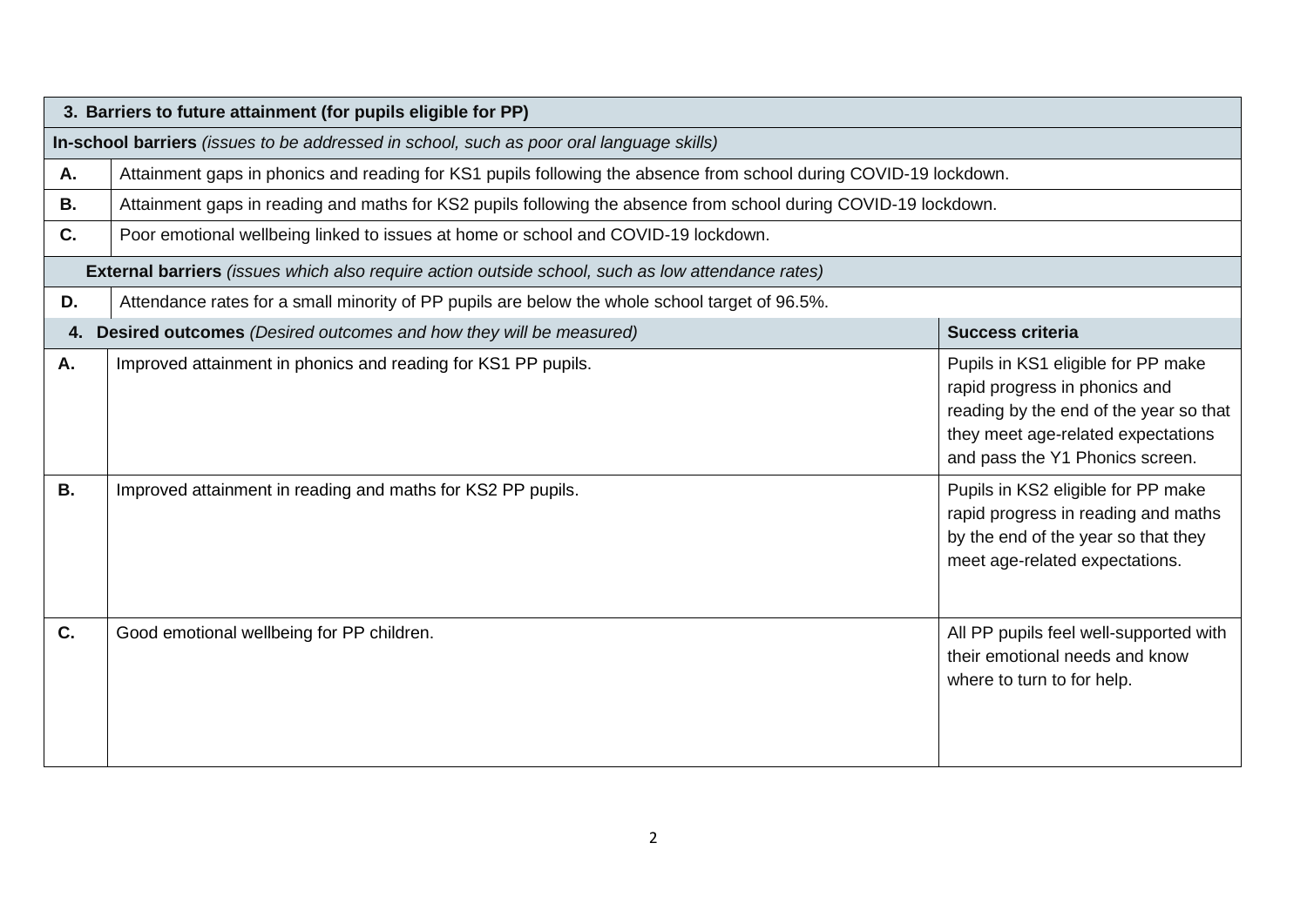| 3. Barriers to future attainment (for pupils eligible for PP) | | |
|---|---|---|
| **In-school barriers** *(issues to be addressed in school, such as poor oral language skills)* | | |
| **A.** | Attainment gaps in phonics and reading for KS1 pupils following the absence from school during COVID-19 lockdown. | |
| **B.** | Attainment gaps in reading and maths for KS2 pupils following the absence from school during COVID-19 lockdown. | |
| **C.** | Poor emotional wellbeing linked to issues at home or school and COVID-19 lockdown. | |
| **External barriers** *(issues which also require action outside school, such as low attendance rates)* | | |
| **D.** | Attendance rates for a small minority of PP pupils are below the whole school target of 96.5%. | |
| **4. Desired outcomes** *(Desired outcomes and how they will be measured)* | | **Success criteria** |
| **A.** | Improved attainment in phonics and reading for KS1 PP pupils. | Pupils in KS1 eligible for PP make rapid progress in phonics and reading by the end of the year so that they meet age-related expectations and pass the Y1 Phonics screen. |
| **B.** | Improved attainment in reading and maths for KS2 PP pupils. | Pupils in KS2 eligible for PP make rapid progress in reading and maths by the end of the year so that they meet age-related expectations. |
| **C.** | Good emotional wellbeing for PP children. | All PP pupils feel well-supported with their emotional needs and know where to turn to for help. |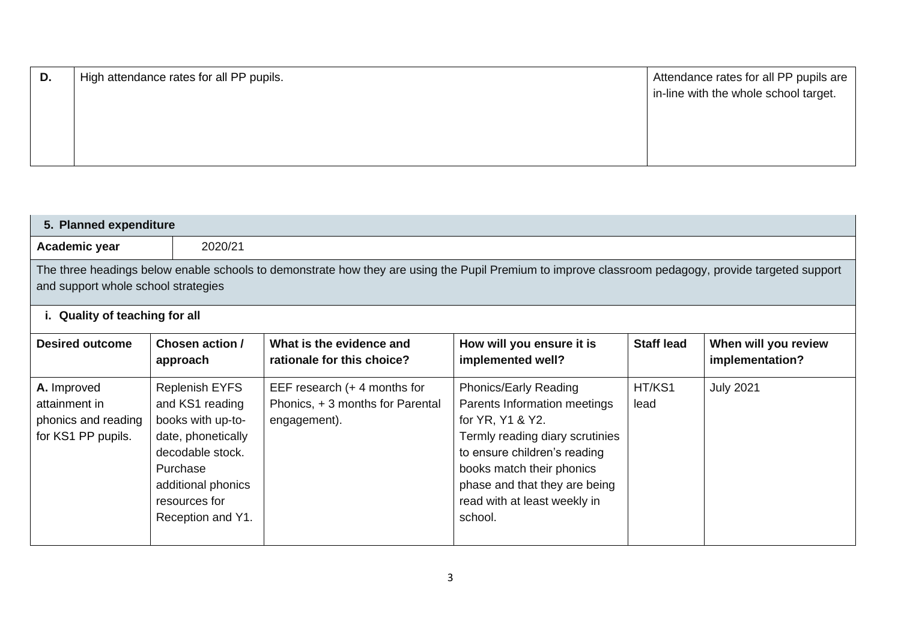| D. | High attendance rates for all PP pupils. | Attendance rates for all PP pupils are in-line with the whole school target. |
|---|---|---|

| 5. Planned expenditure | | | | | |
|---|---|---|---|---|---|
| **Academic year** | 2020/21 | | | | |
| The three headings below enable schools to demonstrate how they are using the Pupil Premium to improve classroom pedagogy, provide targeted support and support whole school strategies | | | | | |
| **i. Quality of teaching for all** | | | | | |
| **Desired outcome** | **Chosen action / approach** | **What is the evidence and rationale for this choice?** | **How will you ensure it is implemented well?** | **Staff lead** | **When will you review implementation?** |
| **A.** Improved attainment in phonics and reading for KS1 PP pupils. | Replenish EYFS and KS1 reading books with up-to-date, phonetically decodable stock. Purchase additional phonics resources for Reception and Y1. | EEF research (+ 4 months for Phonics, + 3 months for Parental engagement). | Phonics/Early Reading Parents Information meetings for YR, Y1 & Y2. Termly reading diary scrutinies to ensure children's reading books match their phonics phase and that they are being read with at least weekly in school. | HT/KS1 lead | July 2021 |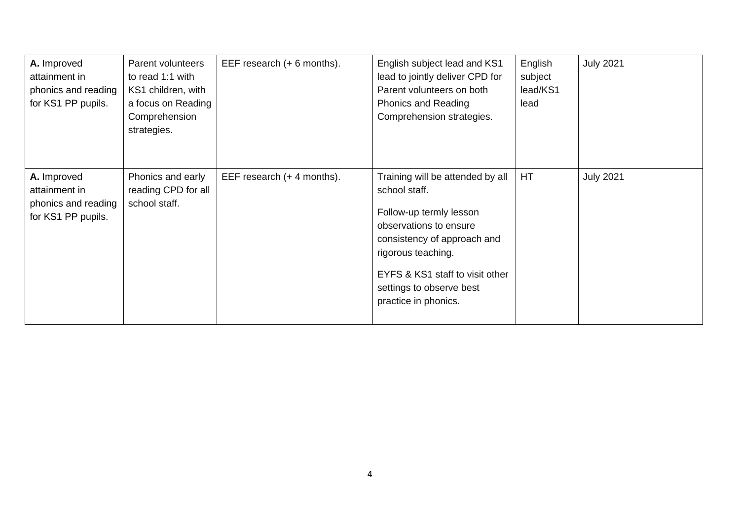| | | | | | |
|---|---|---|---|---|---|
| **A.** Improved attainment in phonics and reading for KS1 PP pupils. | Parent volunteers to read 1:1 with KS1 children, with a focus on Reading Comprehension strategies. | EEF research (+ 6 months). | English subject lead and KS1 lead to jointly deliver CPD for Parent volunteers on both Phonics and Reading Comprehension strategies. | English subject lead/KS1 lead | July 2021 |
| **A.** Improved attainment in phonics and reading for KS1 PP pupils. | Phonics and early reading CPD for all school staff. | EEF research (+ 4 months). | Training will be attended by all school staff.<br><br>Follow-up termly lesson observations to ensure consistency of approach and rigorous teaching.<br><br>EYFS & KS1 staff to visit other settings to observe best practice in phonics. | HT | July 2021 |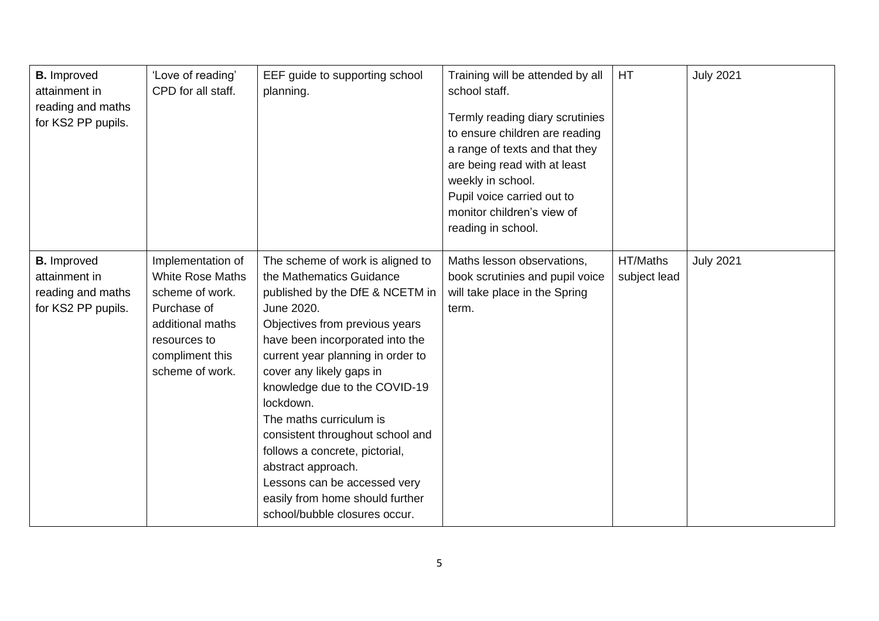| **B.** Improved attainment in reading and maths for KS2 PP pupils. | 'Love of reading' CPD for all staff. | EEF guide to supporting school planning. | Training will be attended by all school staff.<br><br>Termly reading diary scrutinies to ensure children are reading a range of texts and that they are being read with at least weekly in school.<br>Pupil voice carried out to monitor children's view of reading in school. | HT | July 2021 |
|---|---|---|---|---|---|
| **B.** Improved attainment in reading and maths for KS2 PP pupils. | Implementation of White Rose Maths scheme of work. Purchase of additional maths resources to compliment this scheme of work. | The scheme of work is aligned to the Mathematics Guidance published by the DfE & NCETM in June 2020.<br>Objectives from previous years have been incorporated into the current year planning in order to cover any likely gaps in knowledge due to the COVID-19 lockdown.<br>The maths curriculum is consistent throughout school and follows a concrete, pictorial, abstract approach.<br>Lessons can be accessed very easily from home should further school/bubble closures occur. | Maths lesson observations, book scrutinies and pupil voice will take place in the Spring term. | HT/Maths subject lead | July 2021 |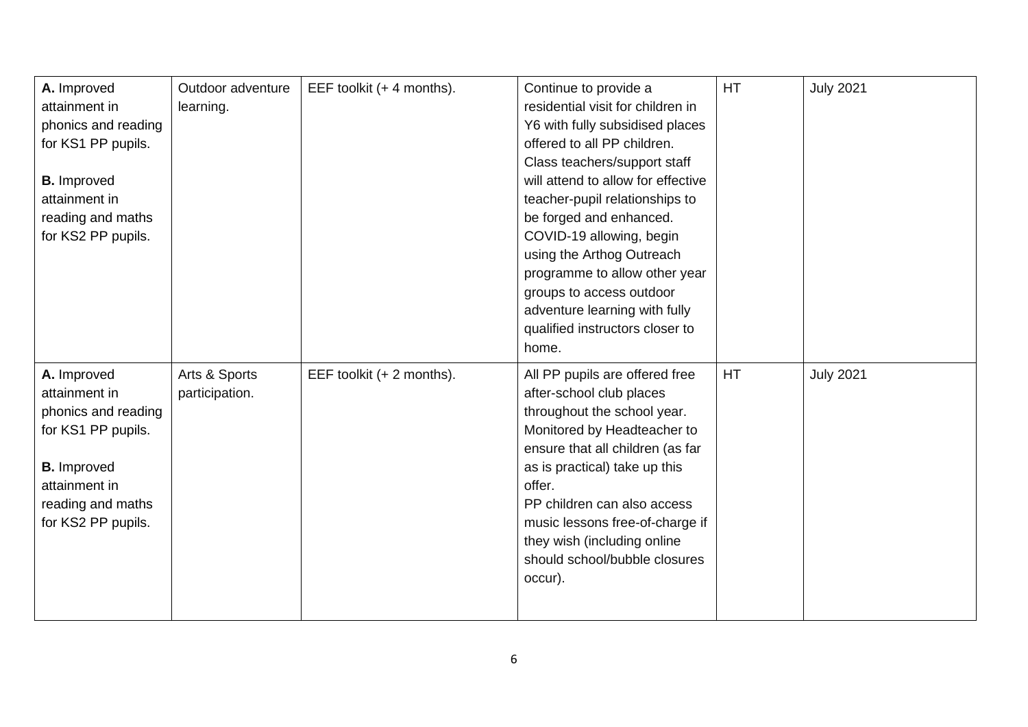| | | | | | |
|---|---|---|---|---|---|
| **A.** Improved attainment in phonics and reading for KS1 PP pupils.<br><br>**B.** Improved attainment in reading and maths for KS2 PP pupils. | Outdoor adventure learning. | EEF toolkit (+ 4 months). | Continue to provide a residential visit for children in Y6 with fully subsidised places offered to all PP children. Class teachers/support staff will attend to allow for effective teacher-pupil relationships to be forged and enhanced.<br>COVID-19 allowing, begin using the Arthog Outreach programme to allow other year groups to access outdoor adventure learning with fully qualified instructors closer to home. | HT | July 2021 |
| **A.** Improved attainment in phonics and reading for KS1 PP pupils.<br><br>**B.** Improved attainment in reading and maths for KS2 PP pupils. | Arts & Sports participation. | EEF toolkit (+ 2 months). | All PP pupils are offered free after-school club places throughout the school year. Monitored by Headteacher to ensure that all children (as far as is practical) take up this offer.<br>PP children can also access music lessons free-of-charge if they wish (including online should school/bubble closures occur). | HT | July 2021 |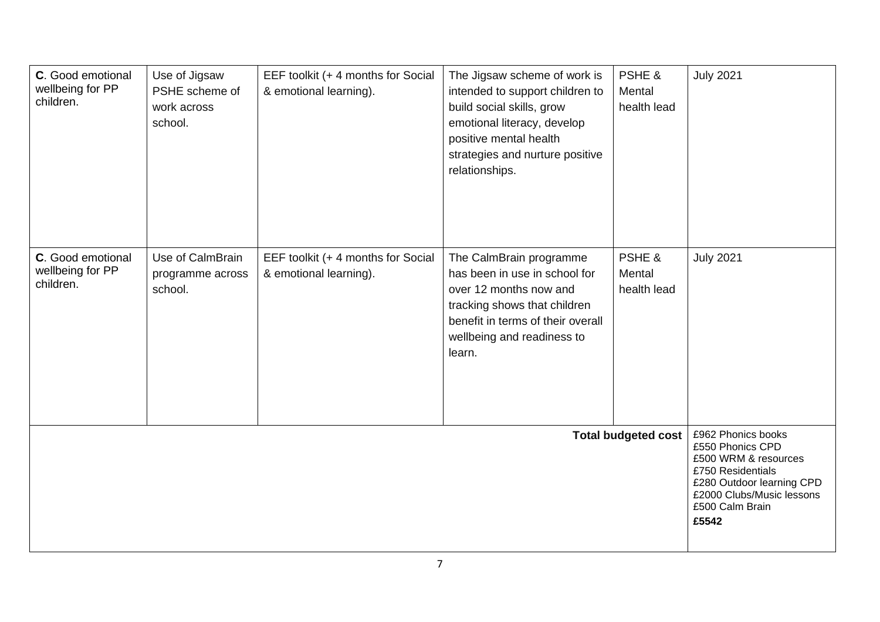| | | | | | |
|---|---|---|---|---|---|
| **C**. Good emotional wellbeing for PP children. | Use of Jigsaw PSHE scheme of work across school. | EEF toolkit (+ 4 months for Social & emotional learning). | The Jigsaw scheme of work is intended to support children to build social skills, grow emotional literacy, develop positive mental health strategies and nurture positive relationships. | PSHE & Mental health lead | July 2021 |
| **C**. Good emotional wellbeing for PP children. | Use of CalmBrain programme across school. | EEF toolkit (+ 4 months for Social & emotional learning). | The CalmBrain programme has been in use in school for over 12 months now and tracking shows that children benefit in terms of their overall wellbeing and readiness to learn. | PSHE & Mental health lead | July 2021 |
| | | | | **Total budgeted cost** | £962 Phonics books<br>£550 Phonics CPD<br>£500 WRM & resources<br>£750 Residentials<br>£280 Outdoor learning CPD<br>£2000 Clubs/Music lessons<br>£500 Calm Brain<br>**£5542** |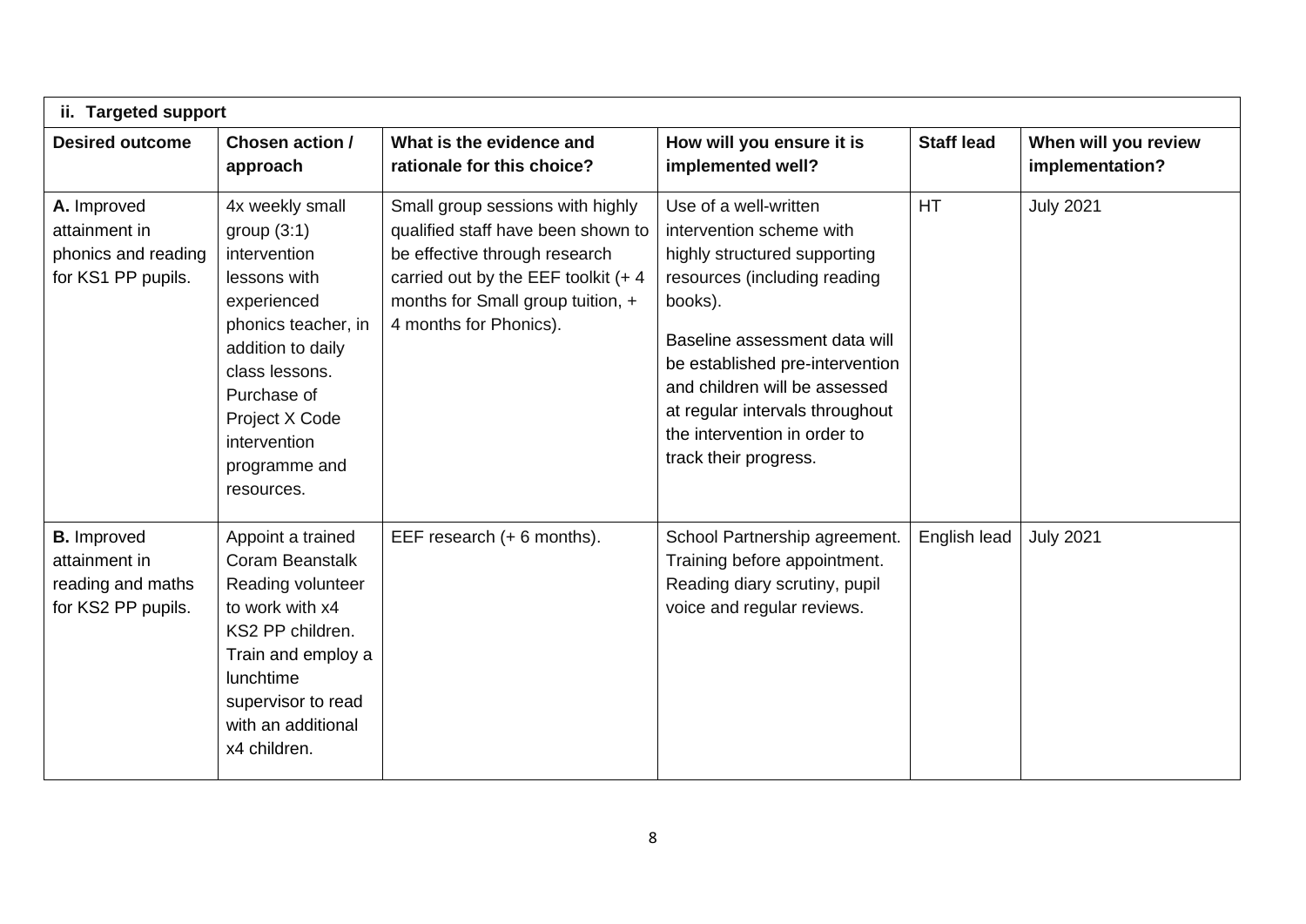| ii. Targeted support | | | | | |
|---|---|---|---|---|---|
| **Desired outcome** | **Chosen action / approach** | **What is the evidence and rationale for this choice?** | **How will you ensure it is implemented well?** | **Staff lead** | **When will you review implementation?** |
| A. Improved attainment in phonics and reading for KS1 PP pupils. | 4x weekly small group (3:1) intervention lessons with experienced phonics teacher, in addition to daily class lessons. Purchase of Project X Code intervention programme and resources. | Small group sessions with highly qualified staff have been shown to be effective through research carried out by the EEF toolkit (+ 4 months for Small group tuition, + 4 months for Phonics). | Use of a well-written intervention scheme with highly structured supporting resources (including reading books).<br><br>Baseline assessment data will be established pre-intervention and children will be assessed at regular intervals throughout the intervention in order to track their progress. | HT | July 2021 |
| **B.** Improved attainment in reading and maths for KS2 PP pupils. | Appoint a trained Coram Beanstalk Reading volunteer to work with x4 KS2 PP children. Train and employ a lunchtime supervisor to read with an additional x4 children. | EEF research (+ 6 months). | School Partnership agreement. Training before appointment. Reading diary scrutiny, pupil voice and regular reviews. | English lead | July 2021 |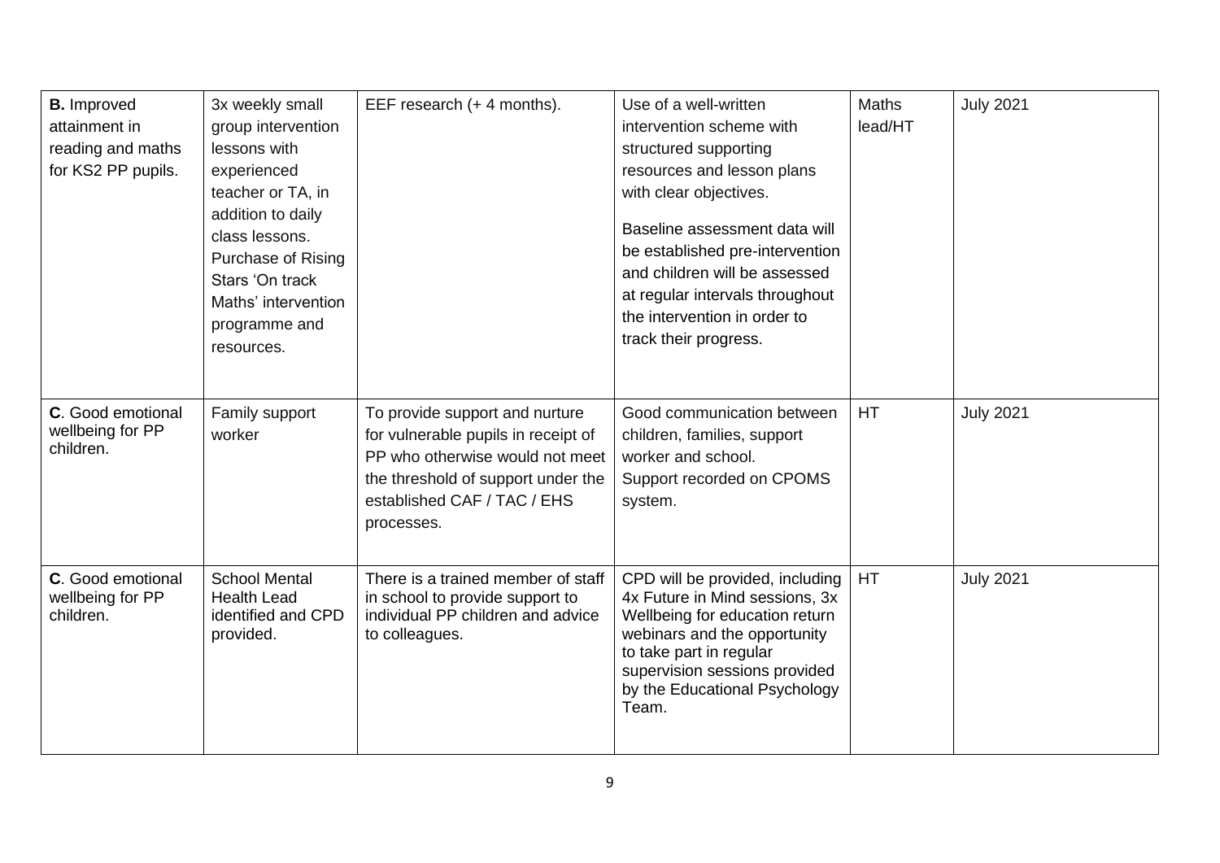| | | | | | |
|---|---|---|---|---|---|
| **B.** Improved attainment in reading and maths for KS2 PP pupils. | 3x weekly small group intervention lessons with experienced teacher or TA, in addition to daily class lessons. Purchase of Rising Stars 'On track Maths' intervention programme and resources. | EEF research (+ 4 months). | Use of a well-written intervention scheme with structured supporting resources and lesson plans with clear objectives.<br><br>Baseline assessment data will be established pre-intervention and children will be assessed at regular intervals throughout the intervention in order to track their progress. | Maths lead/HT | July 2021 |
| **C**. Good emotional wellbeing for PP children. | Family support worker | To provide support and nurture for vulnerable pupils in receipt of PP who otherwise would not meet the threshold of support under the established CAF / TAC / EHS processes. | Good communication between children, families, support worker and school.<br>Support recorded on CPOMS system. | HT | July 2021 |
| **C**. Good emotional wellbeing for PP children. | School Mental Health Lead identified and CPD provided. | There is a trained member of staff in school to provide support to individual PP children and advice to colleagues. | CPD will be provided, including 4x Future in Mind sessions, 3x Wellbeing for education return webinars and the opportunity to take part in regular supervision sessions provided by the Educational Psychology Team. | HT | July 2021 |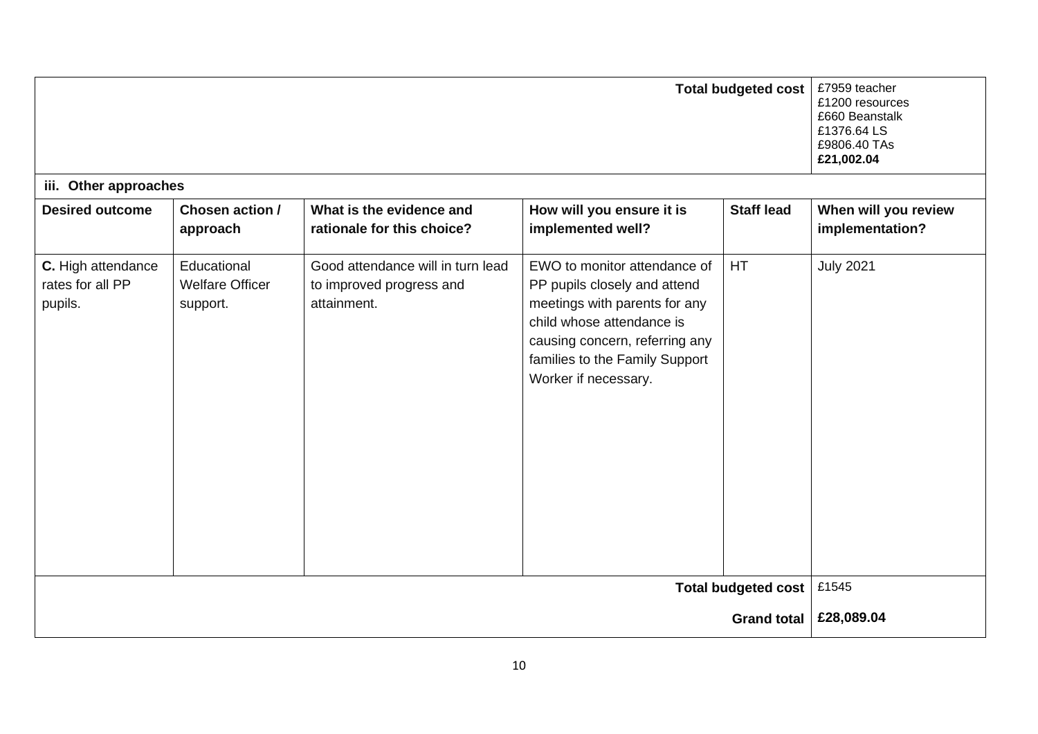| | | | | Total budgeted cost | £7959 teacher<br>£1200 resources<br>£660 Beanstalk<br>£1376.64 LS<br>£9806.40 TAs<br>**£21,002.04** |
|---|---|---|---|---|---|

**iii. Other approaches**

| Desired outcome | Chosen action / approach | What is the evidence and rationale for this choice? | How will you ensure it is implemented well? | Staff lead | When will you review implementation? |
|---|---|---|---|---|---|
| **C.** High attendance rates for all PP pupils. | Educational Welfare Officer support. | Good attendance will in turn lead to improved progress and attainment. | EWO to monitor attendance of PP pupils closely and attend meetings with parents for any child whose attendance is causing concern, referring any families to the Family Support Worker if necessary. | HT | July 2021 |
| | | | | **Total budgeted cost** | £1545 |
| | | | | **Grand total** | **£28,089.04** |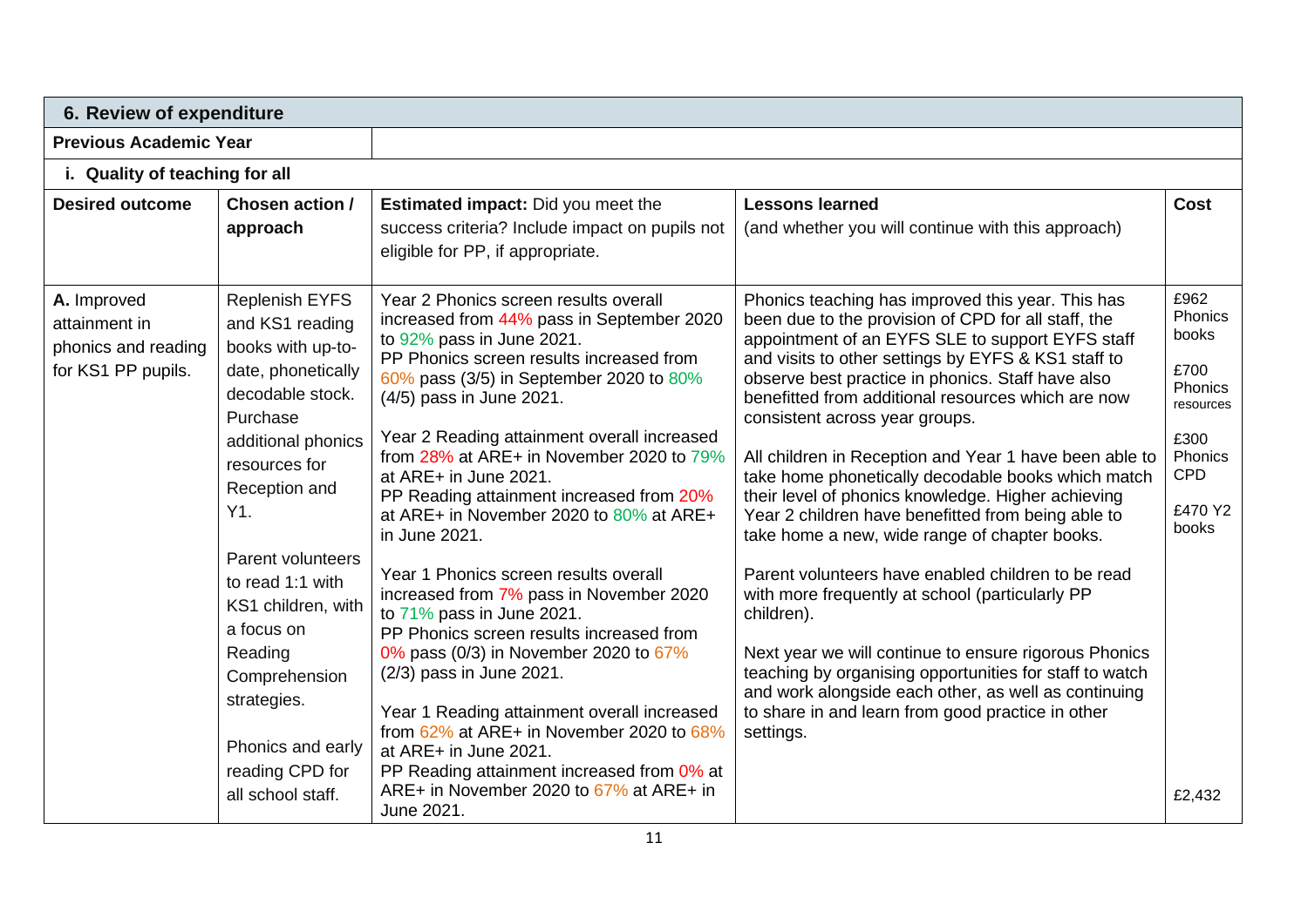| 6. Review of expenditure | | | | |
|---|---|---|---|---|
| **Previous Academic Year** | | | | |
| **i. Quality of teaching for all** | | | | |
| **Desired outcome** | **Chosen action / approach** | **Estimated impact:** Did you meet the success criteria? Include impact on pupils not eligible for PP, if appropriate. | **Lessons learned** (and whether you will continue with this approach) | **Cost** |
| **A.** Improved attainment in phonics and reading for KS1 PP pupils. | Replenish EYFS and KS1 reading books with up-to-date, phonetically decodable stock. Purchase additional phonics resources for Reception and Y1.<br><br>Parent volunteers to read 1:1 with KS1 children, with a focus on Reading Comprehension strategies.<br><br>Phonics and early reading CPD for all school staff. | Year 2 Phonics screen results overall increased from 44% pass in September 2020 to 92% pass in June 2021.<br>PP Phonics screen results increased from 60% pass (3/5) in September 2020 to 80% (4/5) pass in June 2021.<br><br>Year 2 Reading attainment overall increased from 28% at ARE+ in November 2020 to 79% at ARE+ in June 2021.<br>PP Reading attainment increased from 20% at ARE+ in November 2020 to 80% at ARE+ in June 2021.<br><br>Year 1 Phonics screen results overall increased from 7% pass in November 2020 to 71% pass in June 2021.<br>PP Phonics screen results increased from 0% pass (0/3) in November 2020 to 67% (2/3) pass in June 2021.<br><br>Year 1 Reading attainment overall increased from 62% at ARE+ in November 2020 to 68% at ARE+ in June 2021.<br>PP Reading attainment increased from 0% at ARE+ in November 2020 to 67% at ARE+ in June 2021. | Phonics teaching has improved this year. This has been due to the provision of CPD for all staff, the appointment of an EYFS SLE to support EYFS staff and visits to other settings by EYFS & KS1 staff to observe best practice in phonics. Staff have also benefitted from additional resources which are now consistent across year groups.<br><br>All children in Reception and Year 1 have been able to take home phonetically decodable books which match their level of phonics knowledge. Higher achieving Year 2 children have benefitted from being able to take home a new, wide range of chapter books.<br><br>Parent volunteers have enabled children to be read with more frequently at school (particularly PP children).<br><br>Next year we will continue to ensure rigorous Phonics teaching by organising opportunities for staff to watch and work alongside each other, as well as continuing to share in and learn from good practice in other settings. | £962 Phonics books<br><br>£700 Phonics resources<br><br>£300 Phonics CPD<br><br>£470 Y2 books<br><br>£2,432 |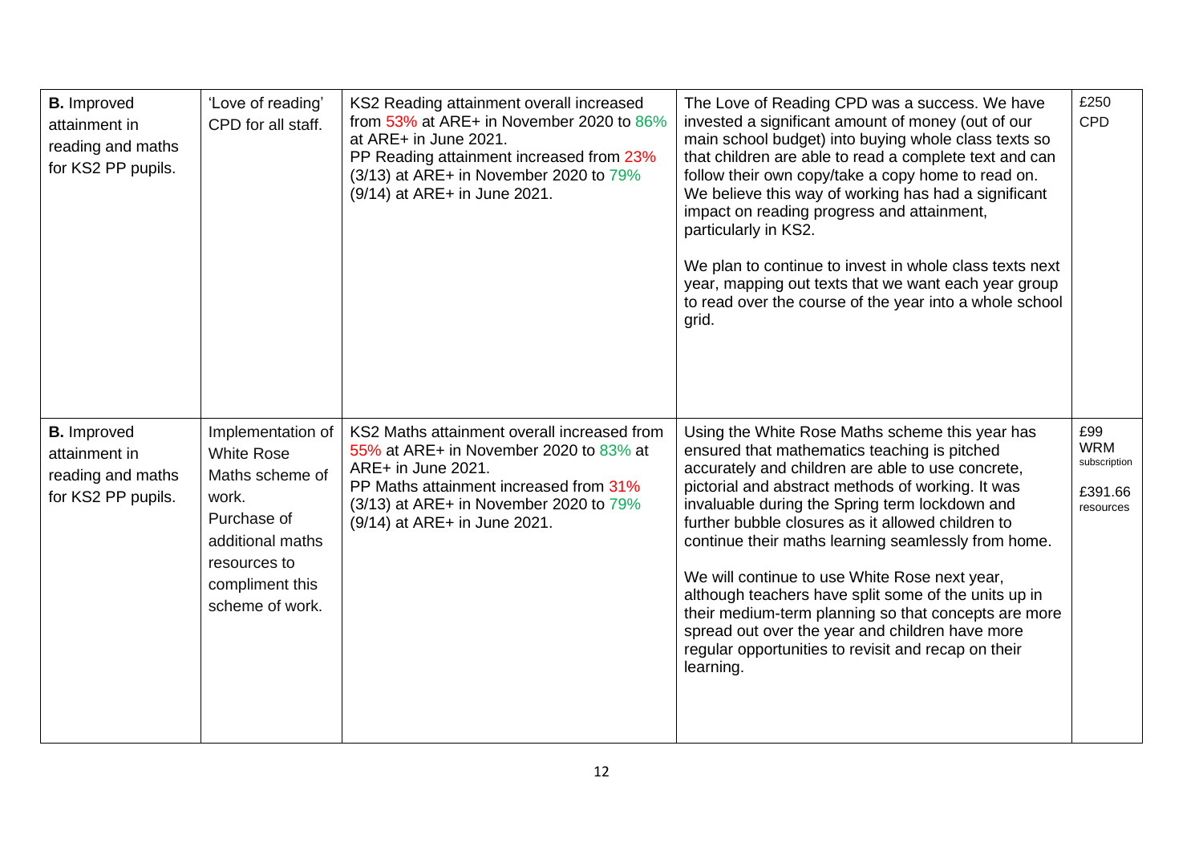| | | | | |
|---|---|---|---|---|
| **B.** Improved attainment in reading and maths for KS2 PP pupils. | 'Love of reading' CPD for all staff. | KS2 Reading attainment overall increased from 53% at ARE+ in November 2020 to 86% at ARE+ in June 2021.<br>PP Reading attainment increased from 23% (3/13) at ARE+ in November 2020 to 79% (9/14) at ARE+ in June 2021. | The Love of Reading CPD was a success. We have invested a significant amount of money (out of our main school budget) into buying whole class texts so that children are able to read a complete text and can follow their own copy/take a copy home to read on. We believe this way of working has had a significant impact on reading progress and attainment, particularly in KS2.<br><br>We plan to continue to invest in whole class texts next year, mapping out texts that we want each year group to read over the course of the year into a whole school grid. | £250 CPD |
| **B.** Improved attainment in reading and maths for KS2 PP pupils. | Implementation of White Rose Maths scheme of work.<br>Purchase of additional maths resources to compliment this scheme of work. | KS2 Maths attainment overall increased from 55% at ARE+ in November 2020 to 83% at ARE+ in June 2021.<br>PP Maths attainment increased from 31% (3/13) at ARE+ in November 2020 to 79% (9/14) at ARE+ in June 2021. | Using the White Rose Maths scheme this year has ensured that mathematics teaching is pitched accurately and children are able to use concrete, pictorial and abstract methods of working. It was invaluable during the Spring term lockdown and further bubble closures as it allowed children to continue their maths learning seamlessly from home.<br><br>We will continue to use White Rose next year, although teachers have split some of the units up in their medium-term planning so that concepts are more spread out over the year and children have more regular opportunities to revisit and recap on their learning. | £99 WRM subscription<br><br>£391.66 resources |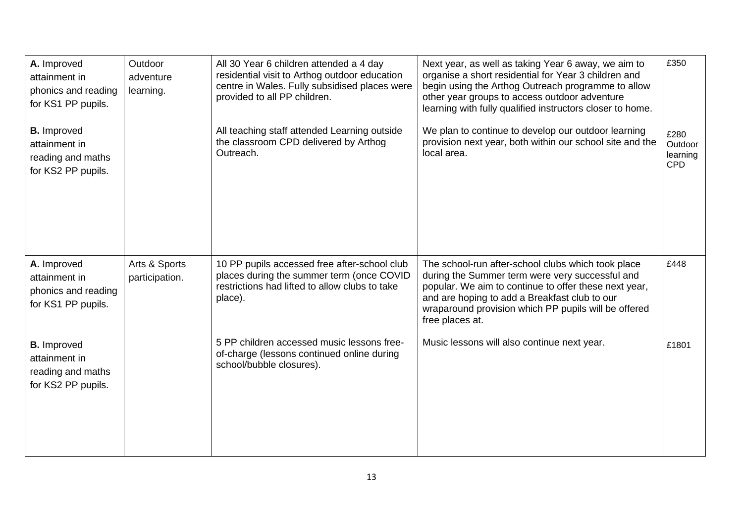| | | | | |
|---|---|---|---|---|
| **A.** Improved attainment in phonics and reading for KS1 PP pupils.<br><br>**B.** Improved attainment in reading and maths for KS2 PP pupils. | Outdoor adventure learning. | All 30 Year 6 children attended a 4 day residential visit to Arthog outdoor education centre in Wales. Fully subsidised places were provided to all PP children.<br><br>All teaching staff attended Learning outside the classroom CPD delivered by Arthog Outreach. | Next year, as well as taking Year 6 away, we aim to organise a short residential for Year 3 children and begin using the Arthog Outreach programme to allow other year groups to access outdoor adventure learning with fully qualified instructors closer to home.<br><br>We plan to continue to develop our outdoor learning provision next year, both within our school site and the local area. | £350<br><br>£280 Outdoor learning CPD |
| **A.** Improved attainment in phonics and reading for KS1 PP pupils.<br><br>**B.** Improved attainment in reading and maths for KS2 PP pupils. | Arts & Sports participation. | 10 PP pupils accessed free after-school club places during the summer term (once COVID restrictions had lifted to allow clubs to take place).<br><br>5 PP children accessed music lessons free-of-charge (lessons continued online during school/bubble closures). | The school-run after-school clubs which took place during the Summer term were very successful and popular. We aim to continue to offer these next year, and are hoping to add a Breakfast club to our wraparound provision which PP pupils will be offered free places at.<br><br>Music lessons will also continue next year. | £448<br><br>£1801 |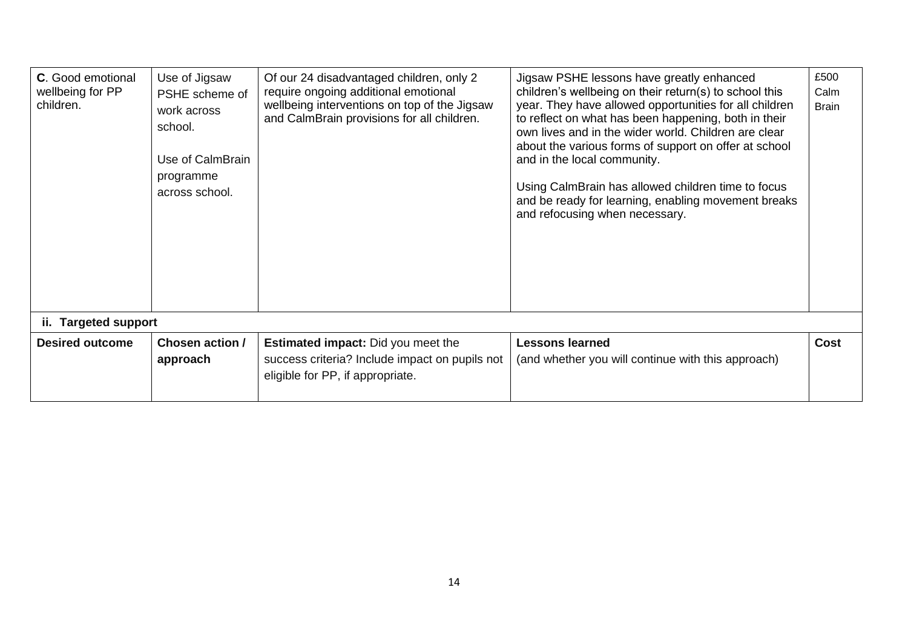| | | | | |
|---|---|---|---|---|
| **C**. Good emotional wellbeing for PP children. | Use of Jigsaw PSHE scheme of work across school.<br><br>Use of CalmBrain programme across school. | Of our 24 disadvantaged children, only 2 require ongoing additional emotional wellbeing interventions on top of the Jigsaw and CalmBrain provisions for all children. | Jigsaw PSHE lessons have greatly enhanced children's wellbeing on their return(s) to school this year. They have allowed opportunities for all children to reflect on what has been happening, both in their own lives and in the wider world. Children are clear about the various forms of support on offer at school and in the local community.<br><br>Using CalmBrain has allowed children time to focus and be ready for learning, enabling movement breaks and refocusing when necessary. | £500 Calm Brain |
| **ii. Targeted support** | | | | |
| **Desired outcome** | **Chosen action / approach** | **Estimated impact:** Did you meet the success criteria? Include impact on pupils not eligible for PP, if appropriate. | **Lessons learned** (and whether you will continue with this approach) | **Cost** |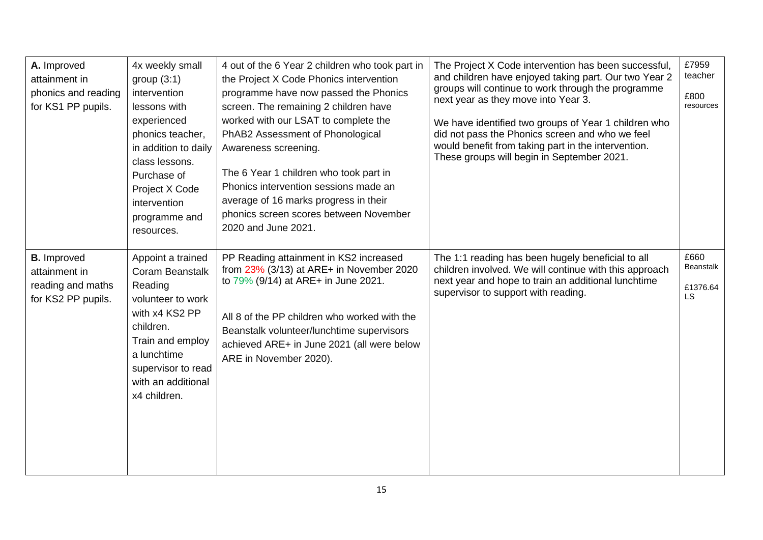| **A.** Improved attainment in phonics and reading for KS1 PP pupils. | 4x weekly small group (3:1) intervention lessons with experienced phonics teacher, in addition to daily class lessons. Purchase of Project X Code intervention programme and resources. | 4 out of the 6 Year 2 children who took part in the Project X Code Phonics intervention programme have now passed the Phonics screen. The remaining 2 children have worked with our LSAT to complete the PhAB2 Assessment of Phonological Awareness screening.<br><br>The 6 Year 1 children who took part in Phonics intervention sessions made an average of 16 marks progress in their phonics screen scores between November 2020 and June 2021. | The Project X Code intervention has been successful, and children have enjoyed taking part. Our two Year 2 groups will continue to work through the programme next year as they move into Year 3.<br><br>We have identified two groups of Year 1 children who did not pass the Phonics screen and who we feel would benefit from taking part in the intervention. These groups will begin in September 2021. | £7959 teacher<br><br>£800 resources |
|---|---|---|---|---|
| **B.** Improved attainment in reading and maths for KS2 PP pupils. | Appoint a trained Coram Beanstalk Reading volunteer to work with x4 KS2 PP children.<br>Train and employ a lunchtime supervisor to read with an additional x4 children. | PP Reading attainment in KS2 increased from 23% (3/13) at ARE+ in November 2020 to 79% (9/14) at ARE+ in June 2021.<br><br>All 8 of the PP children who worked with the Beanstalk volunteer/lunchtime supervisors achieved ARE+ in June 2021 (all were below ARE in November 2020). | The 1:1 reading has been hugely beneficial to all children involved. We will continue with this approach next year and hope to train an additional lunchtime supervisor to support with reading. | £660 Beanstalk<br><br>£1376.64 LS |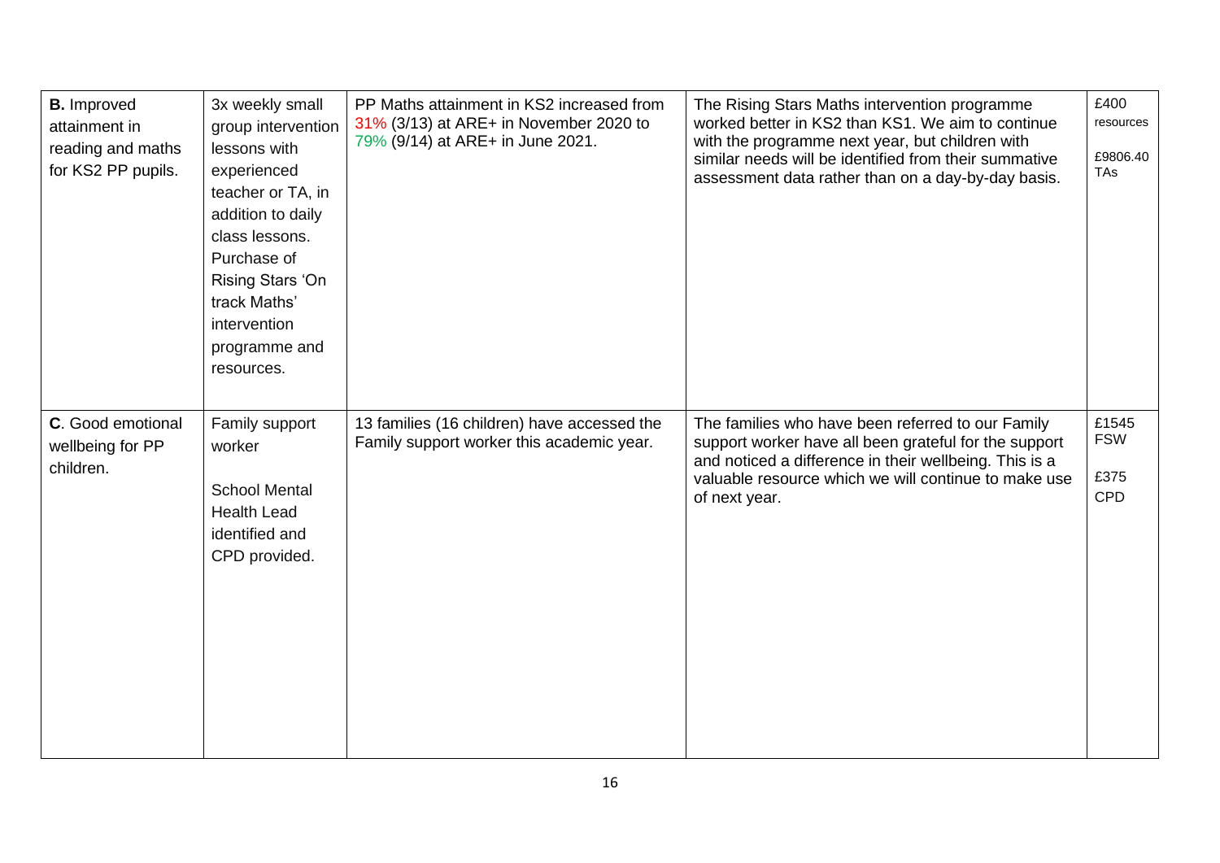| | | | | |
|---|---|---|---|---|
| **B.** Improved attainment in reading and maths for KS2 PP pupils. | 3x weekly small group intervention lessons with experienced teacher or TA, in addition to daily class lessons. Purchase of Rising Stars 'On track Maths' intervention programme and resources. | PP Maths attainment in KS2 increased from 31% (3/13) at ARE+ in November 2020 to 79% (9/14) at ARE+ in June 2021. | The Rising Stars Maths intervention programme worked better in KS2 than KS1. We aim to continue with the programme next year, but children with similar needs will be identified from their summative assessment data rather than on a day-by-day basis. | £400 resources<br><br>£9806.40 TAs |
| **C**. Good emotional wellbeing for PP children. | Family support worker<br><br>School Mental Health Lead identified and CPD provided. | 13 families (16 children) have accessed the Family support worker this academic year. | The families who have been referred to our Family support worker have all been grateful for the support and noticed a difference in their wellbeing. This is a valuable resource which we will continue to make use of next year. | £1545 FSW<br><br>£375 CPD |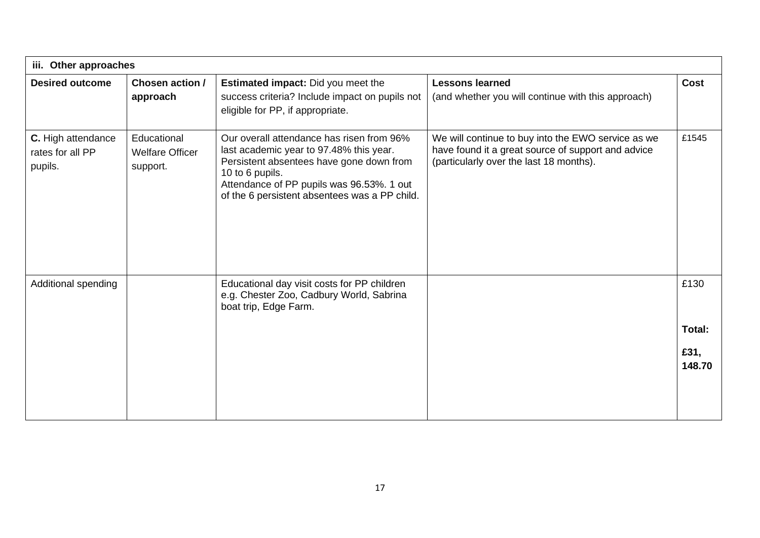| iii. Other approaches | | | | |
|---|---|---|---|---|
| **Desired outcome** | **Chosen action / approach** | **Estimated impact:** Did you meet the success criteria? Include impact on pupils not eligible for PP, if appropriate. | **Lessons learned** (and whether you will continue with this approach) | **Cost** |
| **C.** High attendance rates for all PP pupils. | Educational Welfare Officer support. | Our overall attendance has risen from 96% last academic year to 97.48% this year. Persistent absentees have gone down from 10 to 6 pupils. Attendance of PP pupils was 96.53%. 1 out of the 6 persistent absentees was a PP child. | We will continue to buy into the EWO service as we have found it a great source of support and advice (particularly over the last 18 months). | £1545 |
| Additional spending | | Educational day visit costs for PP children e.g. Chester Zoo, Cadbury World, Sabrina boat trip, Edge Farm. | | £130 **Total: £31, 148.70** |